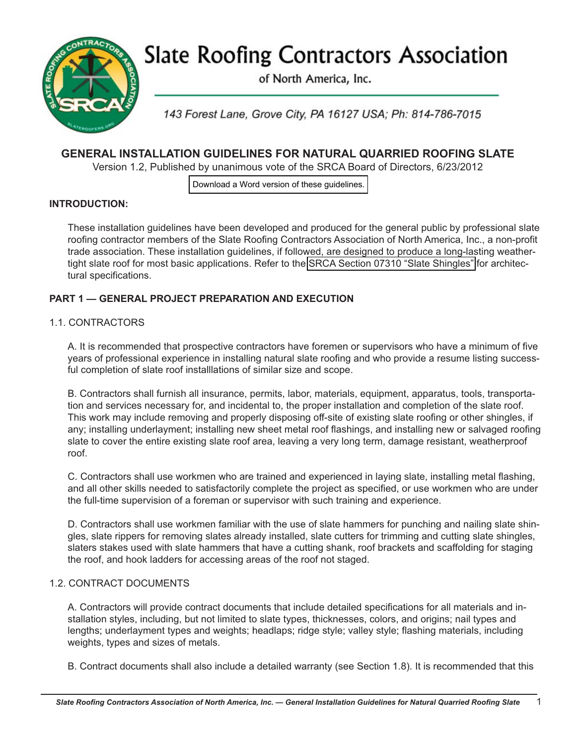# Slate Roofing Contractors Association

of North America, Inc.

143 Forest Lane, Grove City, PA 16127 USA; Ph: 814-786-7015

## GENERAL INSTALLATION GUIDELINES FOR NATURAL QUARRIED ROOFING SLATE

Version 1.2, Published by unanimous vote of the SRCA Board of Directors, 6/23/2012

Download a Word version of these guidelines.

### INTRODUCTION:

These installation guidelines have been developed and produced for the general public by professional slate roofing contractor members of the Slate Roofing Contractors Association of North America, Inc., a non-profit trade association. These installation guidelines, if followed, are designed to produce a long-lasting weather-tight slate roof for most basic applications. Refer to the SRCA Section 07310 "Slate Shingles" for architectural specifications.

### PART 1 — GENERAL PROJECT PREPARATION AND EXECUTION

1.1. CONTRACTORS

A. It is recommended that prospective contractors have foremen or supervisors who have a minimum of five years of professional experience in installing natural slate roofing and who provide a resume listing successful completion of slate roof installlations of similar size and scope.

B. Contractors shall furnish all insurance, permits, labor, materials, equipment, apparatus, tools, transportation and services necessary for, and incidental to, the proper installation and completion of the slate roof. This work may include removing and properly disposing off-site of existing slate roofing or other shingles, if any; installing underlayment; installing new sheet metal roof flashings, and installing new or salvaged roofing slate to cover the entire existing slate roof area, leaving a very long term, damage resistant, weatherproof roof.

C. Contractors shall use workmen who are trained and experienced in laying slate, installing metal flashing, and all other skills needed to satisfactorily complete the project as specified, or use workmen who are under the full-time supervision of a foreman or supervisor with such training and experience.

D. Contractors shall use workmen familiar with the use of slate hammers for punching and nailing slate shingles, slate rippers for removing slates already installed, slate cutters for trimming and cutting slate shingles, slaters stakes used with slate hammers that have a cutting shank, roof brackets and scaffolding for staging the roof, and hook ladders for accessing areas of the roof not staged.

1.2. CONTRACT DOCUMENTS

A. Contractors will provide contract documents that include detailed specifications for all materials and installation styles, including, but not limited to slate types, thicknesses, colors, and origins; nail types and lengths; underlayment types and weights; headlaps; ridge style; valley style; flashing materials, including weights, types and sizes of metals.

B. Contract documents shall also include a detailed warranty (see Section 1.8). It is recommended that this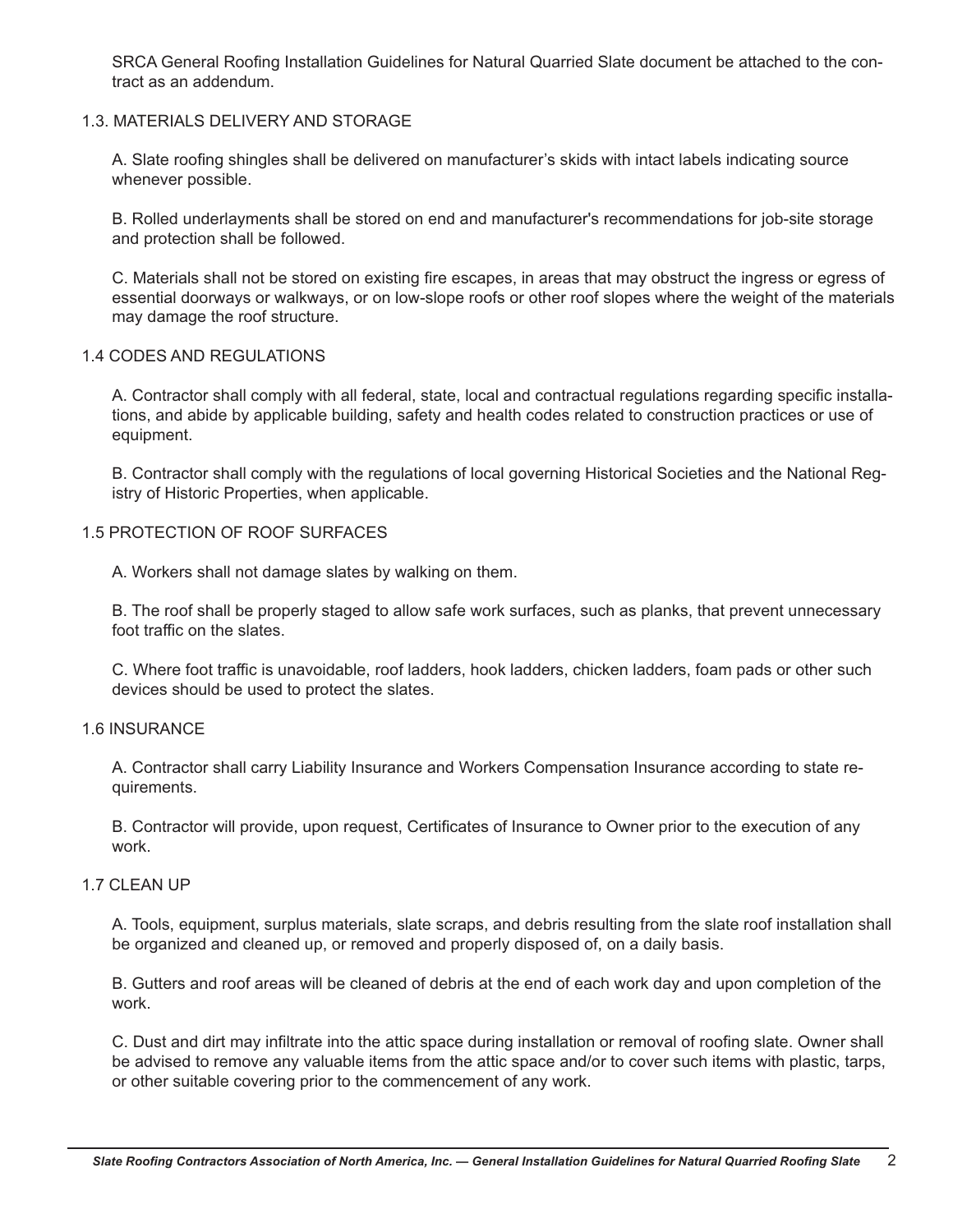SRCA General Roofing Installation Guidelines for Natural Quarried Slate document be attached to the contract as an addendum.

### 1.3. MATERIALS DELIVERY AND STORAGE

A. Slate roofing shingles shall be delivered on manufacturer's skids with intact labels indicating source whenever possible.

B. Rolled underlayments shall be stored on end and manufacturer's recommendations for job-site storage and protection shall be followed.

C. Materials shall not be stored on existing fire escapes, in areas that may obstruct the ingress or egress of essential doorways or walkways, or on low-slope roofs or other roof slopes where the weight of the materials may damage the roof structure.

### 1.4 CODES AND REGULATIONS

A. Contractor shall comply with all federal, state, local and contractual regulations regarding specific installations, and abide by applicable building, safety and health codes related to construction practices or use of equipment.

B. Contractor shall comply with the regulations of local governing Historical Societies and the National Registry of Historic Properties, when applicable.

### 1.5 PROTECTION OF ROOF SURFACES

A. Workers shall not damage slates by walking on them.

B. The roof shall be properly staged to allow safe work surfaces, such as planks, that prevent unnecessary foot traffic on the slates.

C. Where foot traffic is unavoidable, roof ladders, hook ladders, chicken ladders, foam pads or other such devices should be used to protect the slates.

### 1.6 INSURANCE

A. Contractor shall carry Liability Insurance and Workers Compensation Insurance according to state requirements.

B. Contractor will provide, upon request, Certificates of Insurance to Owner prior to the execution of any work.

### 1.7 CLEAN UP

A. Tools, equipment, surplus materials, slate scraps, and debris resulting from the slate roof installation shall be organized and cleaned up, or removed and properly disposed of, on a daily basis.

B. Gutters and roof areas will be cleaned of debris at the end of each work day and upon completion of the work.

C. Dust and dirt may infiltrate into the attic space during installation or removal of roofing slate. Owner shall be advised to remove any valuable items from the attic space and/or to cover such items with plastic, tarps, or other suitable covering prior to the commencement of any work.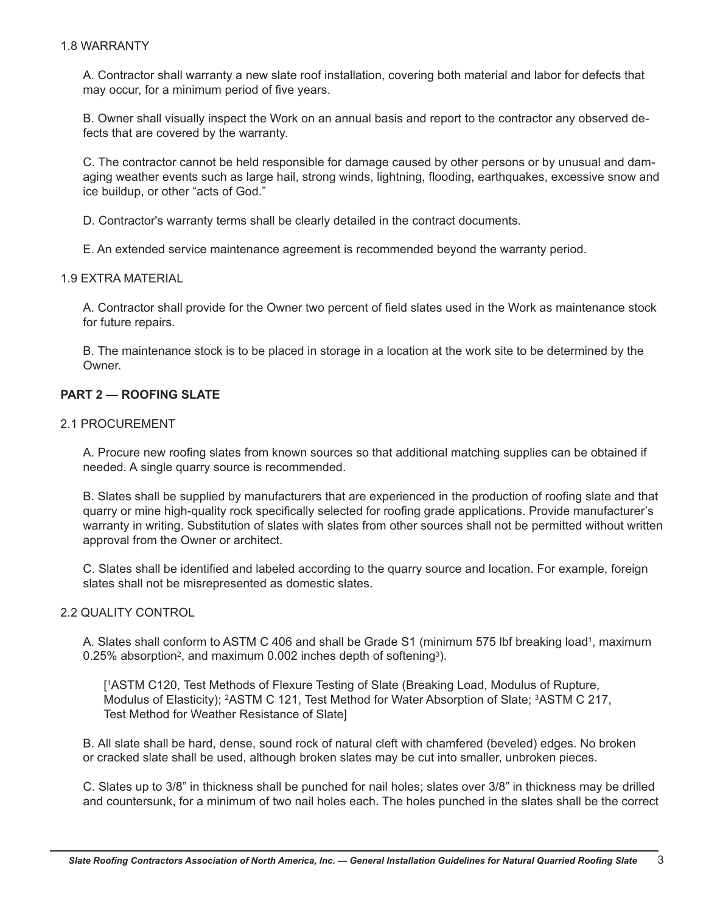1.8 WARRANTY

A. Contractor shall warranty a new slate roof installation, covering both material and labor for defects that may occur, for a minimum period of five years.

B. Owner shall visually inspect the Work on an annual basis and report to the contractor any observed defects that are covered by the warranty.

C. The contractor cannot be held responsible for damage caused by other persons or by unusual and damaging weather events such as large hail, strong winds, lightning, flooding, earthquakes, excessive snow and ice buildup, or other "acts of God."

D. Contractor's warranty terms shall be clearly detailed in the contract documents.

E. An extended service maintenance agreement is recommended beyond the warranty period.

1.9 EXTRA MATERIAL

A. Contractor shall provide for the Owner two percent of field slates used in the Work as maintenance stock for future repairs.

B. The maintenance stock is to be placed in storage in a location at the work site to be determined by the Owner.

## PART 2 — ROOFING SLATE

2.1 PROCUREMENT

A. Procure new roofing slates from known sources so that additional matching supplies can be obtained if needed. A single quarry source is recommended.

B. Slates shall be supplied by manufacturers that are experienced in the production of roofing slate and that quarry or mine high-quality rock specifically selected for roofing grade applications. Provide manufacturer's warranty in writing. Substitution of slates with slates from other sources shall not be permitted without written approval from the Owner or architect.

C. Slates shall be identified and labeled according to the quarry source and location. For example, foreign slates shall not be misrepresented as domestic slates.

2.2 QUALITY CONTROL

A. Slates shall conform to ASTM C 406 and shall be Grade S1 (minimum 575 lbf breaking load[1], maximum 0.25% absorption[2], and maximum 0.002 inches depth of softening[3]).

[[1]ASTM C120, Test Methods of Flexure Testing of Slate (Breaking Load, Modulus of Rupture, Modulus of Elasticity); [2]ASTM C 121, Test Method for Water Absorption of Slate; [3]ASTM C 217, Test Method for Weather Resistance of Slate]

B. All slate shall be hard, dense, sound rock of natural cleft with chamfered (beveled) edges. No broken or cracked slate shall be used, although broken slates may be cut into smaller, unbroken pieces.

C. Slates up to 3/8" in thickness shall be punched for nail holes; slates over 3/8" in thickness may be drilled and countersunk, for a minimum of two nail holes each. The holes punched in the slates shall be the correct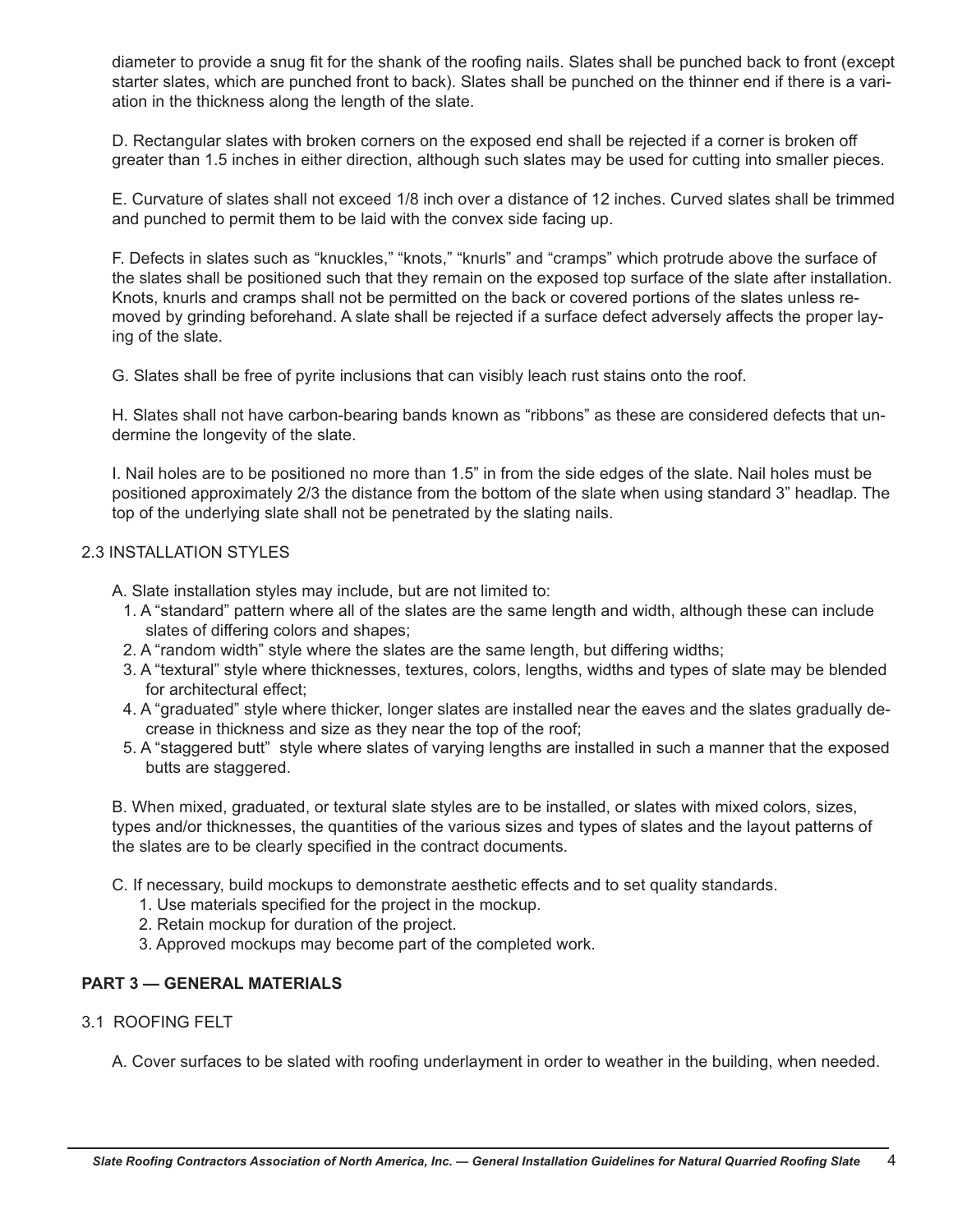diameter to provide a snug fit for the shank of the roofing nails. Slates shall be punched back to front (except starter slates, which are punched front to back). Slates shall be punched on the thinner end if there is a variation in the thickness along the length of the slate.

D. Rectangular slates with broken corners on the exposed end shall be rejected if a corner is broken off greater than 1.5 inches in either direction, although such slates may be used for cutting into smaller pieces.

E. Curvature of slates shall not exceed 1/8 inch over a distance of 12 inches. Curved slates shall be trimmed and punched to permit them to be laid with the convex side facing up.

F. Defects in slates such as "knuckles," "knots," "knurls" and "cramps" which protrude above the surface of the slates shall be positioned such that they remain on the exposed top surface of the slate after installation. Knots, knurls and cramps shall not be permitted on the back or covered portions of the slates unless removed by grinding beforehand. A slate shall be rejected if a surface defect adversely affects the proper laying of the slate.

G. Slates shall be free of pyrite inclusions that can visibly leach rust stains onto the roof.

H. Slates shall not have carbon-bearing bands known as "ribbons" as these are considered defects that undermine the longevity of the slate.

I. Nail holes are to be positioned no more than 1.5" in from the side edges of the slate. Nail holes must be positioned approximately 2/3 the distance from the bottom of the slate when using standard 3" headlap. The top of the underlying slate shall not be penetrated by the slating nails.

### 2.3 INSTALLATION STYLES

A. Slate installation styles may include, but are not limited to:

1. A "standard" pattern where all of the slates are the same length and width, although these can include slates of differing colors and shapes;
2. A "random width" style where the slates are the same length, but differing widths;
3. A "textural" style where thicknesses, textures, colors, lengths, widths and types of slate may be blended for architectural effect;
4. A "graduated" style where thicker, longer slates are installed near the eaves and the slates gradually decrease in thickness and size as they near the top of the roof;
5. A "staggered butt" style where slates of varying lengths are installed in such a manner that the exposed butts are staggered.

B. When mixed, graduated, or textural slate styles are to be installed, or slates with mixed colors, sizes, types and/or thicknesses, the quantities of the various sizes and types of slates and the layout patterns of the slates are to be clearly specified in the contract documents.

C. If necessary, build mockups to demonstrate aesthetic effects and to set quality standards.

1. Use materials specified for the project in the mockup.
2. Retain mockup for duration of the project.
3. Approved mockups may become part of the completed work.

## PART 3 — GENERAL MATERIALS

### 3.1 ROOFING FELT

A. Cover surfaces to be slated with roofing underlayment in order to weather in the building, when needed.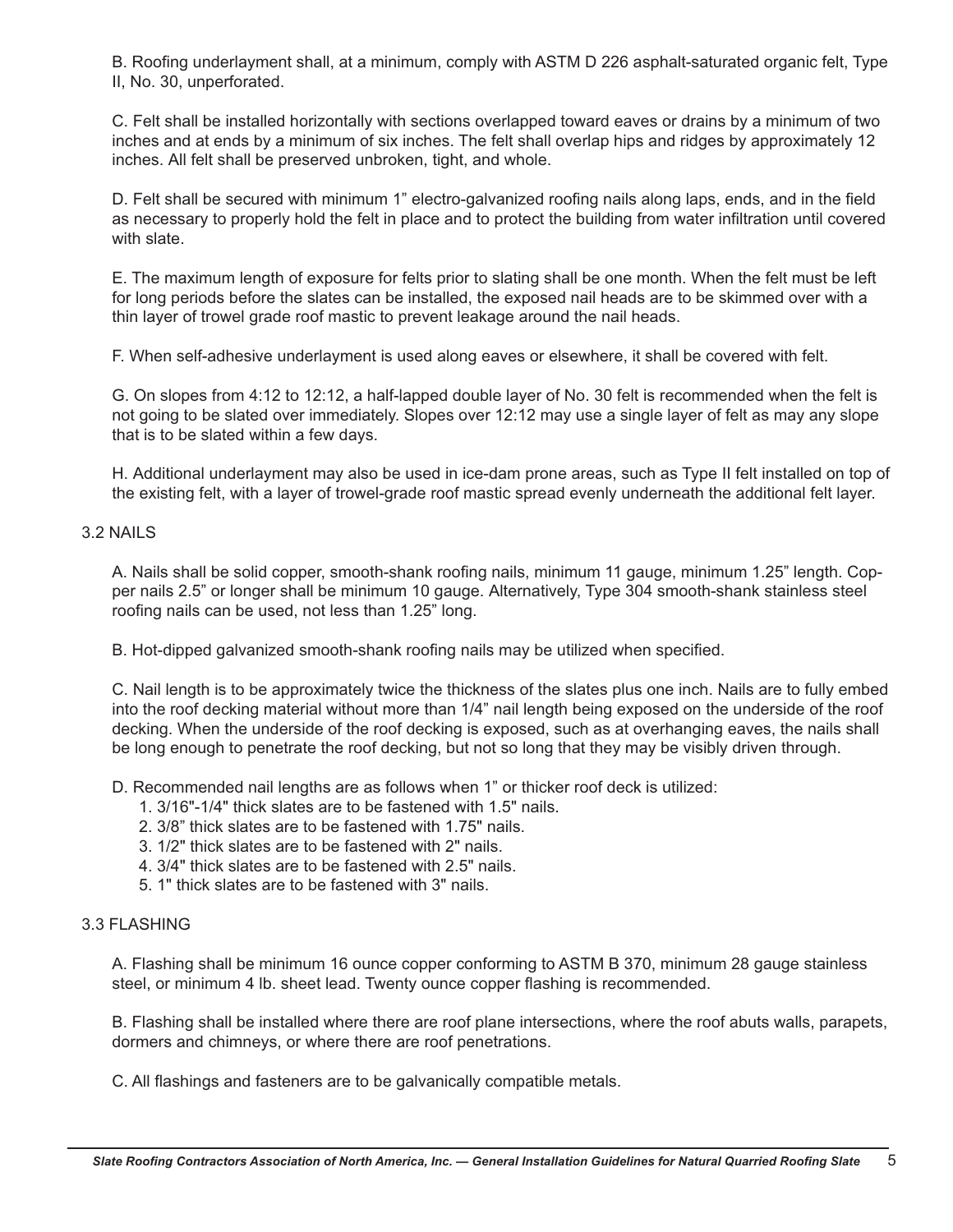B. Roofing underlayment shall, at a minimum, comply with ASTM D 226 asphalt-saturated organic felt, Type II, No. 30, unperforated.

C. Felt shall be installed horizontally with sections overlapped toward eaves or drains by a minimum of two inches and at ends by a minimum of six inches. The felt shall overlap hips and ridges by approximately 12 inches. All felt shall be preserved unbroken, tight, and whole.

D. Felt shall be secured with minimum 1” electro-galvanized roofing nails along laps, ends, and in the field as necessary to properly hold the felt in place and to protect the building from water infiltration until covered with slate.

E. The maximum length of exposure for felts prior to slating shall be one month. When the felt must be left for long periods before the slates can be installed, the exposed nail heads are to be skimmed over with a thin layer of trowel grade roof mastic to prevent leakage around the nail heads.

F. When self-adhesive underlayment is used along eaves or elsewhere, it shall be covered with felt.

G. On slopes from 4:12 to 12:12, a half-lapped double layer of No. 30 felt is recommended when the felt is not going to be slated over immediately. Slopes over 12:12 may use a single layer of felt as may any slope that is to be slated within a few days.

H. Additional underlayment may also be used in ice-dam prone areas, such as Type II felt installed on top of the existing felt, with a layer of trowel-grade roof mastic spread evenly underneath the additional felt layer.

## 3.2 NAILS

A. Nails shall be solid copper, smooth-shank roofing nails, minimum 11 gauge, minimum 1.25” length. Copper nails 2.5” or longer shall be minimum 10 gauge. Alternatively, Type 304 smooth-shank stainless steel roofing nails can be used, not less than 1.25” long.

B. Hot-dipped galvanized smooth-shank roofing nails may be utilized when specified.

C. Nail length is to be approximately twice the thickness of the slates plus one inch. Nails are to fully embed into the roof decking material without more than 1/4” nail length being exposed on the underside of the roof decking. When the underside of the roof decking is exposed, such as at overhanging eaves, the nails shall be long enough to penetrate the roof decking, but not so long that they may be visibly driven through.

D. Recommended nail lengths are as follows when 1” or thicker roof deck is utilized:

1. 3/16"-1/4" thick slates are to be fastened with 1.5" nails.
2. 3/8” thick slates are to be fastened with 1.75" nails.
3. 1/2" thick slates are to be fastened with 2" nails.
4. 3/4" thick slates are to be fastened with 2.5" nails.
5. 1" thick slates are to be fastened with 3" nails.

## 3.3 FLASHING

A. Flashing shall be minimum 16 ounce copper conforming to ASTM B 370, minimum 28 gauge stainless steel, or minimum 4 lb. sheet lead. Twenty ounce copper flashing is recommended.

B. Flashing shall be installed where there are roof plane intersections, where the roof abuts walls, parapets, dormers and chimneys, or where there are roof penetrations.

C. All flashings and fasteners are to be galvanically compatible metals.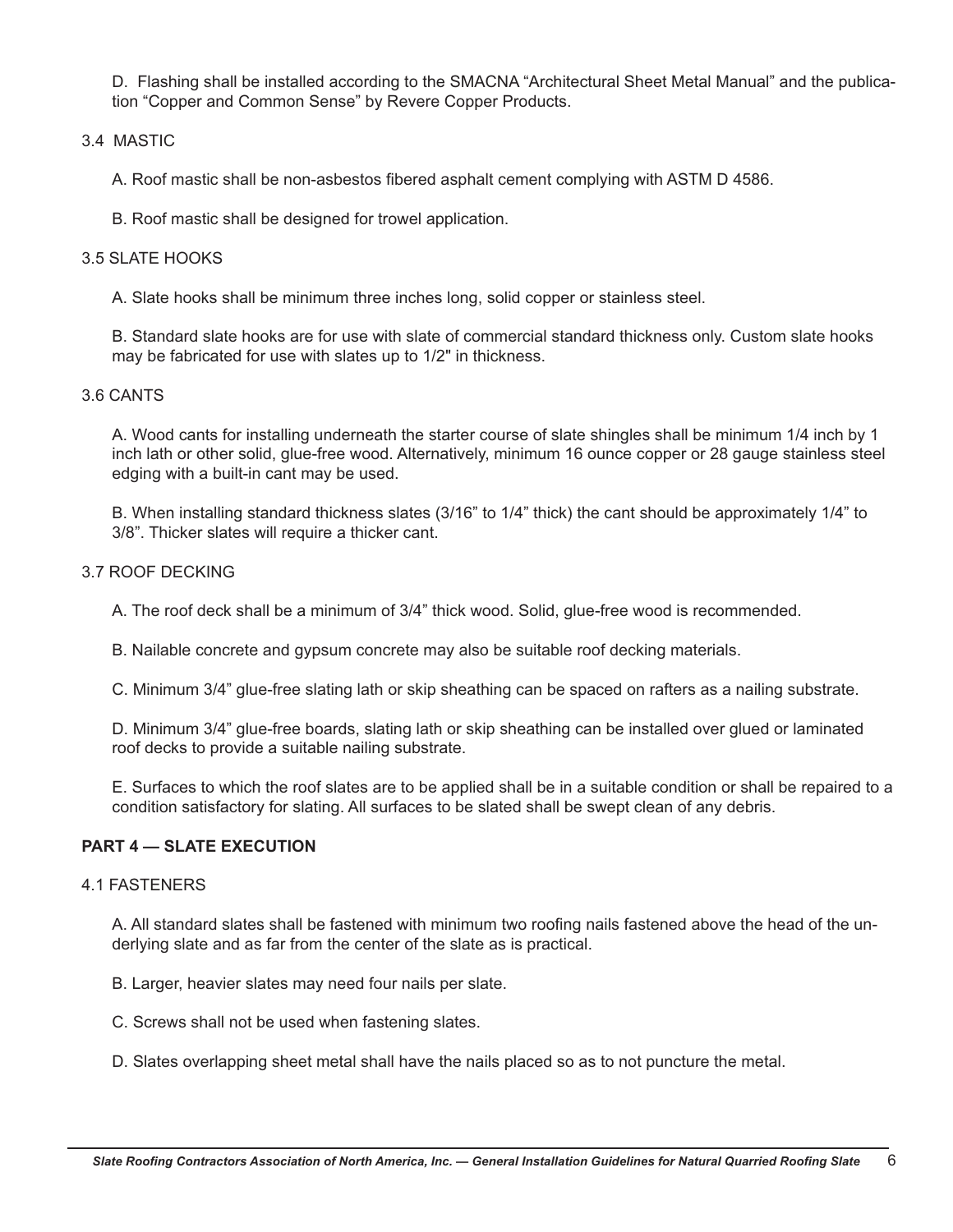D. Flashing shall be installed according to the SMACNA "Architectural Sheet Metal Manual" and the publication "Copper and Common Sense" by Revere Copper Products.

### 3.4 MASTIC

A. Roof mastic shall be non-asbestos fibered asphalt cement complying with ASTM D 4586.

B. Roof mastic shall be designed for trowel application.

### 3.5 SLATE HOOKS

A. Slate hooks shall be minimum three inches long, solid copper or stainless steel.

B. Standard slate hooks are for use with slate of commercial standard thickness only. Custom slate hooks may be fabricated for use with slates up to 1/2" in thickness.

### 3.6 CANTS

A. Wood cants for installing underneath the starter course of slate shingles shall be minimum 1/4 inch by 1 inch lath or other solid, glue-free wood. Alternatively, minimum 16 ounce copper or 28 gauge stainless steel edging with a built-in cant may be used.

B. When installing standard thickness slates (3/16" to 1/4" thick) the cant should be approximately 1/4" to 3/8". Thicker slates will require a thicker cant.

### 3.7 ROOF DECKING

A. The roof deck shall be a minimum of 3/4" thick wood. Solid, glue-free wood is recommended.

B. Nailable concrete and gypsum concrete may also be suitable roof decking materials.

C. Minimum 3/4" glue-free slating lath or skip sheathing can be spaced on rafters as a nailing substrate.

D. Minimum 3/4" glue-free boards, slating lath or skip sheathing can be installed over glued or laminated roof decks to provide a suitable nailing substrate.

E. Surfaces to which the roof slates are to be applied shall be in a suitable condition or shall be repaired to a condition satisfactory for slating. All surfaces to be slated shall be swept clean of any debris.

## PART 4 — SLATE EXECUTION

### 4.1 FASTENERS

A. All standard slates shall be fastened with minimum two roofing nails fastened above the head of the underlying slate and as far from the center of the slate as is practical.

B. Larger, heavier slates may need four nails per slate.

C. Screws shall not be used when fastening slates.

D. Slates overlapping sheet metal shall have the nails placed so as to not puncture the metal.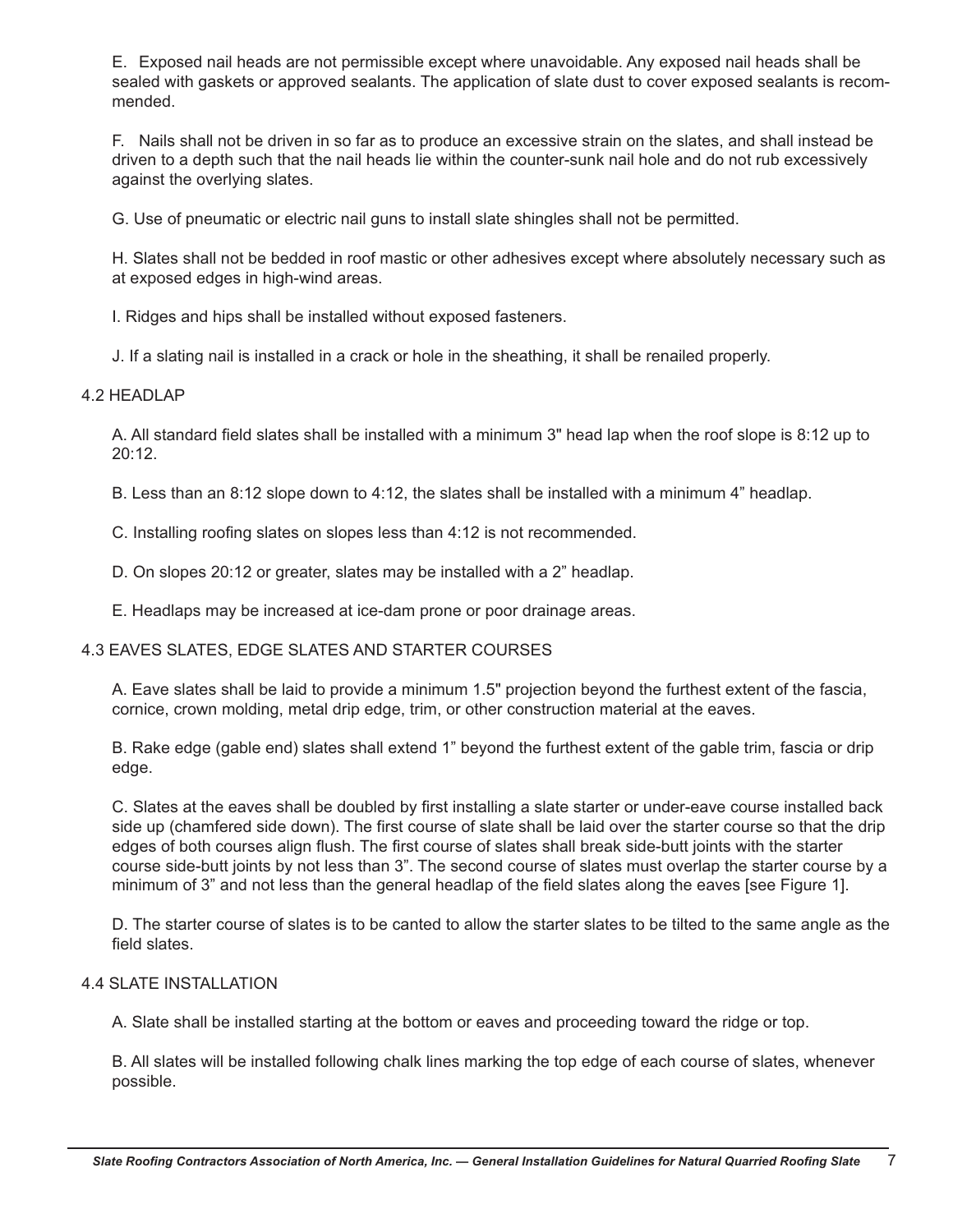E. Exposed nail heads are not permissible except where unavoidable. Any exposed nail heads shall be sealed with gaskets or approved sealants. The application of slate dust to cover exposed sealants is recommended.

F. Nails shall not be driven in so far as to produce an excessive strain on the slates, and shall instead be driven to a depth such that the nail heads lie within the counter-sunk nail hole and do not rub excessively against the overlying slates.

G. Use of pneumatic or electric nail guns to install slate shingles shall not be permitted.

H. Slates shall not be bedded in roof mastic or other adhesives except where absolutely necessary such as at exposed edges in high-wind areas.

I. Ridges and hips shall be installed without exposed fasteners.

J. If a slating nail is installed in a crack or hole in the sheathing, it shall be renailed properly.

## 4.2 HEADLAP

A. All standard field slates shall be installed with a minimum 3" head lap when the roof slope is 8:12 up to 20:12.

B. Less than an 8:12 slope down to 4:12, the slates shall be installed with a minimum 4" headlap.

C. Installing roofing slates on slopes less than 4:12 is not recommended.

D. On slopes 20:12 or greater, slates may be installed with a 2" headlap.

E. Headlaps may be increased at ice-dam prone or poor drainage areas.

## 4.3 EAVES SLATES, EDGE SLATES AND STARTER COURSES

A. Eave slates shall be laid to provide a minimum 1.5" projection beyond the furthest extent of the fascia, cornice, crown molding, metal drip edge, trim, or other construction material at the eaves.

B. Rake edge (gable end) slates shall extend 1" beyond the furthest extent of the gable trim, fascia or drip edge.

C. Slates at the eaves shall be doubled by first installing a slate starter or under-eave course installed back side up (chamfered side down). The first course of slate shall be laid over the starter course so that the drip edges of both courses align flush. The first course of slates shall break side-butt joints with the starter course side-butt joints by not less than 3". The second course of slates must overlap the starter course by a minimum of 3" and not less than the general headlap of the field slates along the eaves [see Figure 1].

D. The starter course of slates is to be canted to allow the starter slates to be tilted to the same angle as the field slates.

## 4.4 SLATE INSTALLATION

A. Slate shall be installed starting at the bottom or eaves and proceeding toward the ridge or top.

B. All slates will be installed following chalk lines marking the top edge of each course of slates, whenever possible.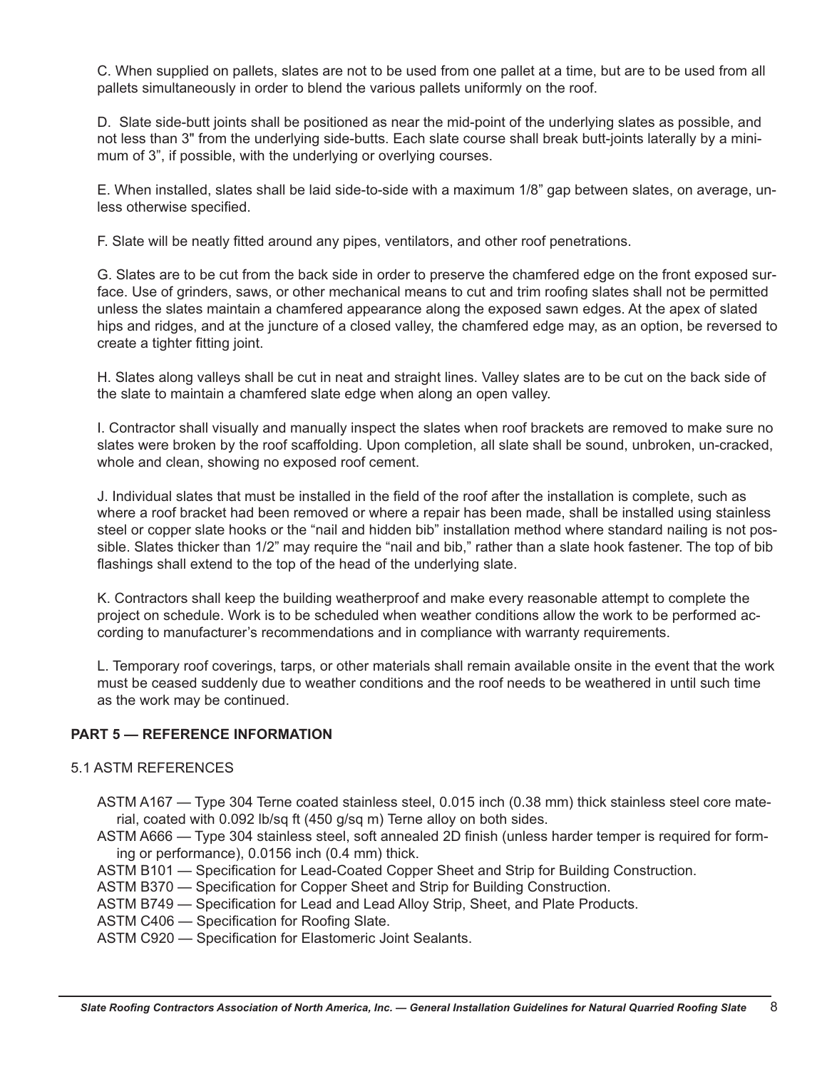C. When supplied on pallets, slates are not to be used from one pallet at a time, but are to be used from all pallets simultaneously in order to blend the various pallets uniformly on the roof.

D. Slate side-butt joints shall be positioned as near the mid-point of the underlying slates as possible, and not less than 3" from the underlying side-butts. Each slate course shall break butt-joints laterally by a minimum of 3", if possible, with the underlying or overlying courses.

E. When installed, slates shall be laid side-to-side with a maximum 1/8" gap between slates, on average, unless otherwise specified.

F. Slate will be neatly fitted around any pipes, ventilators, and other roof penetrations.

G. Slates are to be cut from the back side in order to preserve the chamfered edge on the front exposed surface. Use of grinders, saws, or other mechanical means to cut and trim roofing slates shall not be permitted unless the slates maintain a chamfered appearance along the exposed sawn edges. At the apex of slated hips and ridges, and at the juncture of a closed valley, the chamfered edge may, as an option, be reversed to create a tighter fitting joint.

H. Slates along valleys shall be cut in neat and straight lines. Valley slates are to be cut on the back side of the slate to maintain a chamfered slate edge when along an open valley.

I. Contractor shall visually and manually inspect the slates when roof brackets are removed to make sure no slates were broken by the roof scaffolding. Upon completion, all slate shall be sound, unbroken, un-cracked, whole and clean, showing no exposed roof cement.

J. Individual slates that must be installed in the field of the roof after the installation is complete, such as where a roof bracket had been removed or where a repair has been made, shall be installed using stainless steel or copper slate hooks or the "nail and hidden bib" installation method where standard nailing is not possible. Slates thicker than 1/2" may require the "nail and bib," rather than a slate hook fastener. The top of bib flashings shall extend to the top of the head of the underlying slate.

K. Contractors shall keep the building weatherproof and make every reasonable attempt to complete the project on schedule. Work is to be scheduled when weather conditions allow the work to be performed according to manufacturer's recommendations and in compliance with warranty requirements.

L. Temporary roof coverings, tarps, or other materials shall remain available onsite in the event that the work must be ceased suddenly due to weather conditions and the roof needs to be weathered in until such time as the work may be continued.

## PART 5 — REFERENCE INFORMATION

### 5.1 ASTM REFERENCES

- ASTM A167 — Type 304 Terne coated stainless steel, 0.015 inch (0.38 mm) thick stainless steel core material, coated with 0.092 lb/sq ft (450 g/sq m) Terne alloy on both sides.
- ASTM A666 — Type 304 stainless steel, soft annealed 2D finish (unless harder temper is required for forming or performance), 0.0156 inch (0.4 mm) thick.
- ASTM B101 — Specification for Lead-Coated Copper Sheet and Strip for Building Construction.
- ASTM B370 — Specification for Copper Sheet and Strip for Building Construction.
- ASTM B749 — Specification for Lead and Lead Alloy Strip, Sheet, and Plate Products.
- ASTM C406 — Specification for Roofing Slate.
- ASTM C920 — Specification for Elastomeric Joint Sealants.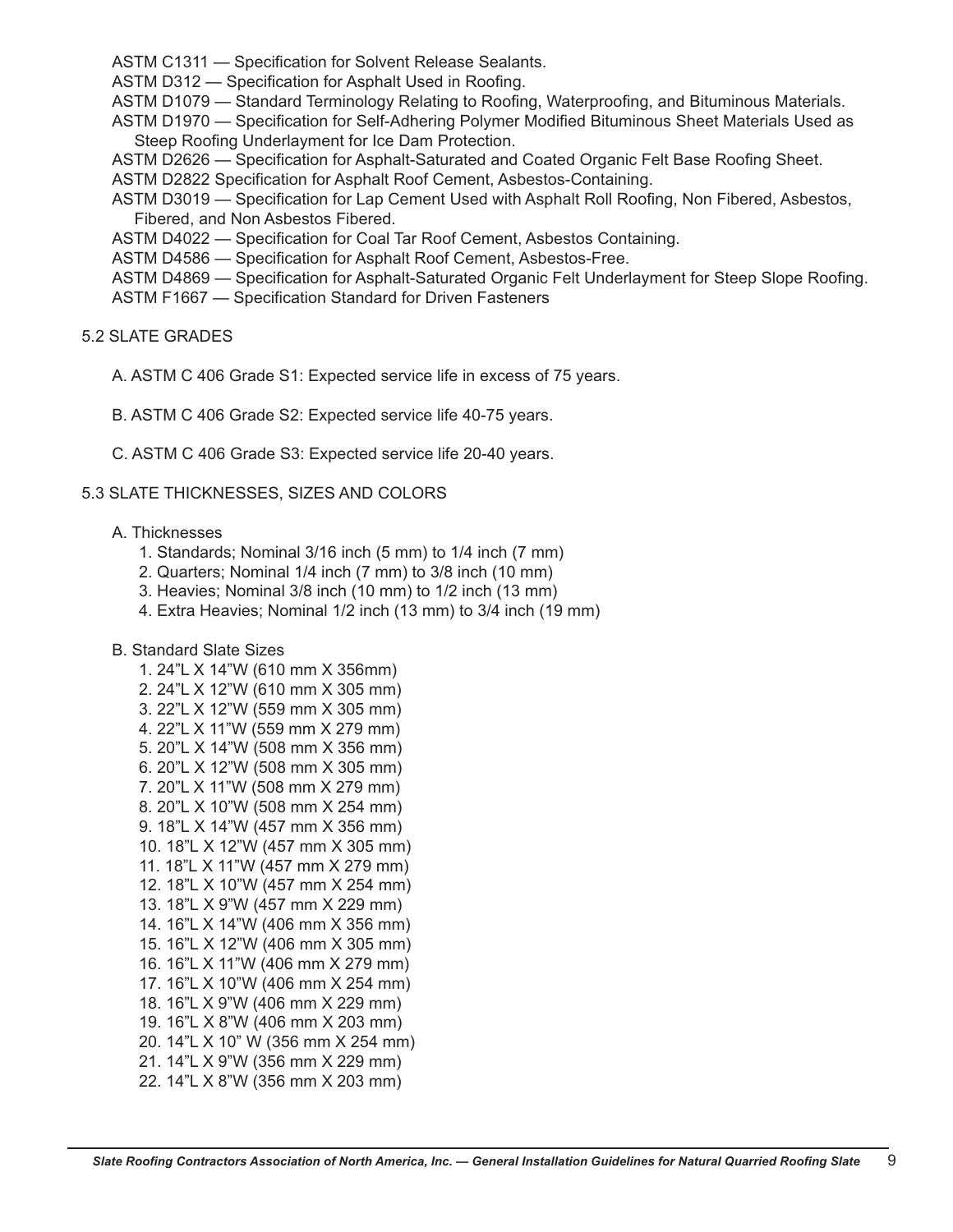ASTM C1311 — Specification for Solvent Release Sealants.

ASTM D312 — Specification for Asphalt Used in Roofing.

ASTM D1079 — Standard Terminology Relating to Roofing, Waterproofing, and Bituminous Materials.

ASTM D1970 — Specification for Self-Adhering Polymer Modified Bituminous Sheet Materials Used as Steep Roofing Underlayment for Ice Dam Protection.

ASTM D2626 — Specification for Asphalt-Saturated and Coated Organic Felt Base Roofing Sheet.

ASTM D2822 Specification for Asphalt Roof Cement, Asbestos-Containing.

ASTM D3019 — Specification for Lap Cement Used with Asphalt Roll Roofing, Non Fibered, Asbestos, Fibered, and Non Asbestos Fibered.

ASTM D4022 — Specification for Coal Tar Roof Cement, Asbestos Containing.

ASTM D4586 — Specification for Asphalt Roof Cement, Asbestos-Free.

ASTM D4869 — Specification for Asphalt-Saturated Organic Felt Underlayment for Steep Slope Roofing.

ASTM F1667 — Specification Standard for Driven Fasteners

## 5.2 SLATE GRADES

A. ASTM C 406 Grade S1: Expected service life in excess of 75 years.

B. ASTM C 406 Grade S2: Expected service life 40-75 years.

C. ASTM C 406 Grade S3: Expected service life 20-40 years.

## 5.3 SLATE THICKNESSES, SIZES AND COLORS

A. Thicknesses

1. Standards; Nominal 3/16 inch (5 mm) to 1/4 inch (7 mm)
2. Quarters; Nominal 1/4 inch (7 mm) to 3/8 inch (10 mm)
3. Heavies; Nominal 3/8 inch (10 mm) to 1/2 inch (13 mm)
4. Extra Heavies; Nominal 1/2 inch (13 mm) to 3/4 inch (19 mm)

B. Standard Slate Sizes

1. 24"L X 14"W (610 mm X 356mm)
2. 24"L X 12"W (610 mm X 305 mm)
3. 22"L X 12"W (559 mm X 305 mm)
4. 22"L X 11"W (559 mm X 279 mm)
5. 20"L X 14"W (508 mm X 356 mm)
6. 20"L X 12"W (508 mm X 305 mm)
7. 20"L X 11"W (508 mm X 279 mm)
8. 20"L X 10"W (508 mm X 254 mm)
9. 18"L X 14"W (457 mm X 356 mm)
10. 18"L X 12"W (457 mm X 305 mm)
11. 18"L X 11"W (457 mm X 279 mm)
12. 18"L X 10"W (457 mm X 254 mm)
13. 18"L X 9"W (457 mm X 229 mm)
14. 16"L X 14"W (406 mm X 356 mm)
15. 16"L X 12"W (406 mm X 305 mm)
16. 16"L X 11"W (406 mm X 279 mm)
17. 16"L X 10"W (406 mm X 254 mm)
18. 16"L X 9"W (406 mm X 229 mm)
19. 16"L X 8"W (406 mm X 203 mm)
20. 14"L X 10" W (356 mm X 254 mm)
21. 14"L X 9"W (356 mm X 229 mm)
22. 14"L X 8"W (356 mm X 203 mm)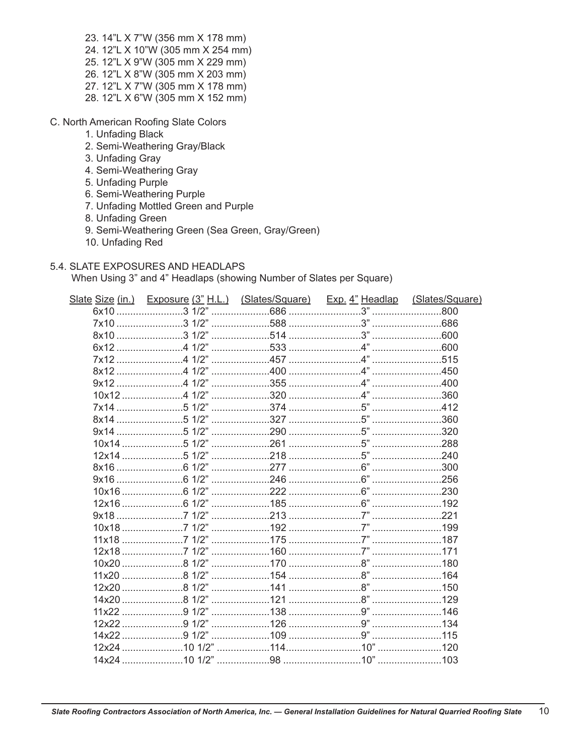23. 14"L X 7"W (356 mm X 178 mm)
24. 12"L X 10"W (305 mm X 254 mm)
25. 12"L X 9"W (305 mm X 229 mm)
26. 12"L X 8"W (305 mm X 203 mm)
27. 12"L X 7"W (305 mm X 178 mm)
28. 12"L X 6"W (305 mm X 152 mm)

C. North American Roofing Slate Colors

1. Unfading Black
2. Semi-Weathering Gray/Black
3. Unfading Gray
4. Semi-Weathering Gray
5. Unfading Purple
6. Semi-Weathering Purple
7. Unfading Mottled Green and Purple
8. Unfading Green
9. Semi-Weathering Green (Sea Green, Gray/Green)
10. Unfading Red

5.4. SLATE EXPOSURES AND HEADLAPS

When Using 3" and 4" Headlaps (showing Number of Slates per Square)

| Slate Size (in.) | Exposure (3" H.L.) | (Slates/Square) | Exp. 4" Headlap | (Slates/Square) |
|---|---|---|---|---|
| 6x10 | 3 1/2" | 686 | 3" | 800 |
| 7x10 | 3 1/2" | 588 | 3" | 686 |
| 8x10 | 3 1/2" | 514 | 3" | 600 |
| 6x12 | 4 1/2" | 533 | 4" | 600 |
| 7x12 | 4 1/2" | 457 | 4" | 515 |
| 8x12 | 4 1/2" | 400 | 4" | 450 |
| 9x12 | 4 1/2" | 355 | 4" | 400 |
| 10x12 | 4 1/2" | 320 | 4" | 360 |
| 7x14 | 5 1/2" | 374 | 5" | 412 |
| 8x14 | 5 1/2" | 327 | 5" | 360 |
| 9x14 | 5 1/2" | 290 | 5" | 320 |
| 10x14 | 5 1/2" | 261 | 5" | 288 |
| 12x14 | 5 1/2" | 218 | 5" | 240 |
| 8x16 | 6 1/2" | 277 | 6" | 300 |
| 9x16 | 6 1/2" | 246 | 6" | 256 |
| 10x16 | 6 1/2" | 222 | 6" | 230 |
| 12x16 | 6 1/2" | 185 | 6" | 192 |
| 9x18 | 7 1/2" | 213 | 7" | 221 |
| 10x18 | 7 1/2" | 192 | 7" | 199 |
| 11x18 | 7 1/2" | 175 | 7" | 187 |
| 12x18 | 7 1/2" | 160 | 7" | 171 |
| 10x20 | 8 1/2" | 170 | 8" | 180 |
| 11x20 | 8 1/2" | 154 | 8" | 164 |
| 12x20 | 8 1/2" | 141 | 8" | 150 |
| 14x20 | 8 1/2" | 121 | 8" | 129 |
| 11x22 | 9 1/2" | 138 | 9" | 146 |
| 12x22 | 9 1/2" | 126 | 9" | 134 |
| 14x22 | 9 1/2" | 109 | 9" | 115 |
| 12x24 | 10 1/2" | 114 | 10" | 120 |
| 14x24 | 10 1/2" | 98 | 10" | 103 |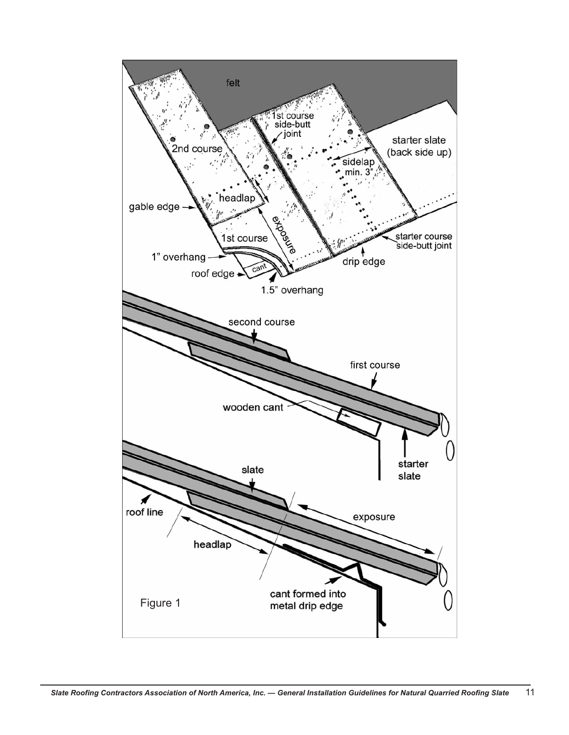felt

1st course side-butt joint

2nd course

starter slate (back side up)

sidelap min. 3"

headlap

gable edge

exposure

1st course

starter course side-butt joint

1" overhang

drip edge

cant

roof edge

1.5" overhang

second course

first course

wooden cant

starter slate

slate

roof line

exposure

headlap

cant formed into metal drip edge

Figure 1